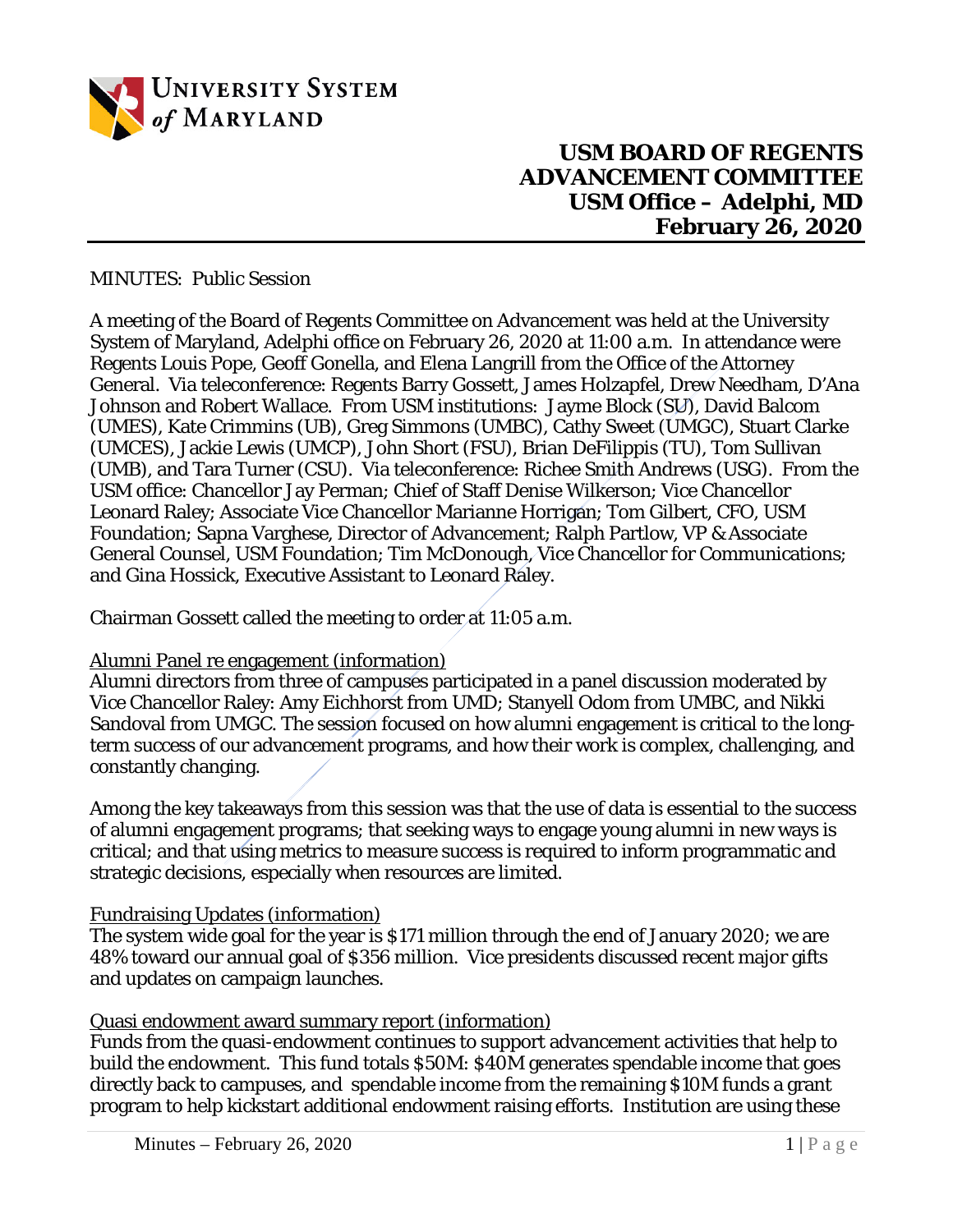# USM BOARD OF REGENTS
# ADVANCEMENT COMMITTEE
# USM Office – Adelphi, MD
# February 26, 2020

MINUTES: Public Session

A meeting of the Board of Regents Committee on Advancement was held at the University System of Maryland, Adelphi office on February 26, 2020 at 11:00 a.m. In attendance were Regents Louis Pope, Geoff Gonella, and Elena Langrill from the Office of the Attorney General. Via teleconference: Regents Barry Gossett, James Holzapfel, Drew Needham, D'Ana Johnson and Robert Wallace. From USM institutions: Jayme Block (SU), David Balcom (UMES), Kate Crimmins (UB), Greg Simmons (UMBC), Cathy Sweet (UMGC), Stuart Clarke (UMCES), Jackie Lewis (UMCP), John Short (FSU), Brian DeFilippis (TU), Tom Sullivan (UMB), and Tara Turner (CSU). Via teleconference: Richee Smith Andrews (USG). From the USM office: Chancellor Jay Perman; Chief of Staff Denise Wilkerson; Vice Chancellor Leonard Raley; Associate Vice Chancellor Marianne Horrigan; Tom Gilbert, CFO, USM Foundation; Sapna Varghese, Director of Advancement; Ralph Partlow, VP & Associate General Counsel, USM Foundation; Tim McDonough, Vice Chancellor for Communications; and Gina Hossick, Executive Assistant to Leonard Raley.

Chairman Gossett called the meeting to order at 11:05 a.m.

Alumni Panel re engagement (information)
Alumni directors from three of campuses participated in a panel discussion moderated by Vice Chancellor Raley: Amy Eichhorst from UMD; Stanyell Odom from UMBC, and Nikki Sandoval from UMGC. The session focused on how alumni engagement is critical to the long-term success of our advancement programs, and how their work is complex, challenging, and constantly changing.

Among the key takeaways from this session was that the use of data is essential to the success of alumni engagement programs; that seeking ways to engage young alumni in new ways is critical; and that using metrics to measure success is required to inform programmatic and strategic decisions, especially when resources are limited.

Fundraising Updates (information)
The system wide goal for the year is $171 million through the end of January 2020; we are 48% toward our annual goal of $356 million. Vice presidents discussed recent major gifts and updates on campaign launches.

Quasi endowment award summary report (information)
Funds from the quasi-endowment continues to support advancement activities that help to build the endowment. This fund totals $50M: $40M generates spendable income that goes directly back to campuses, and spendable income from the remaining $10M funds a grant program to help kickstart additional endowment raising efforts. Institution are using these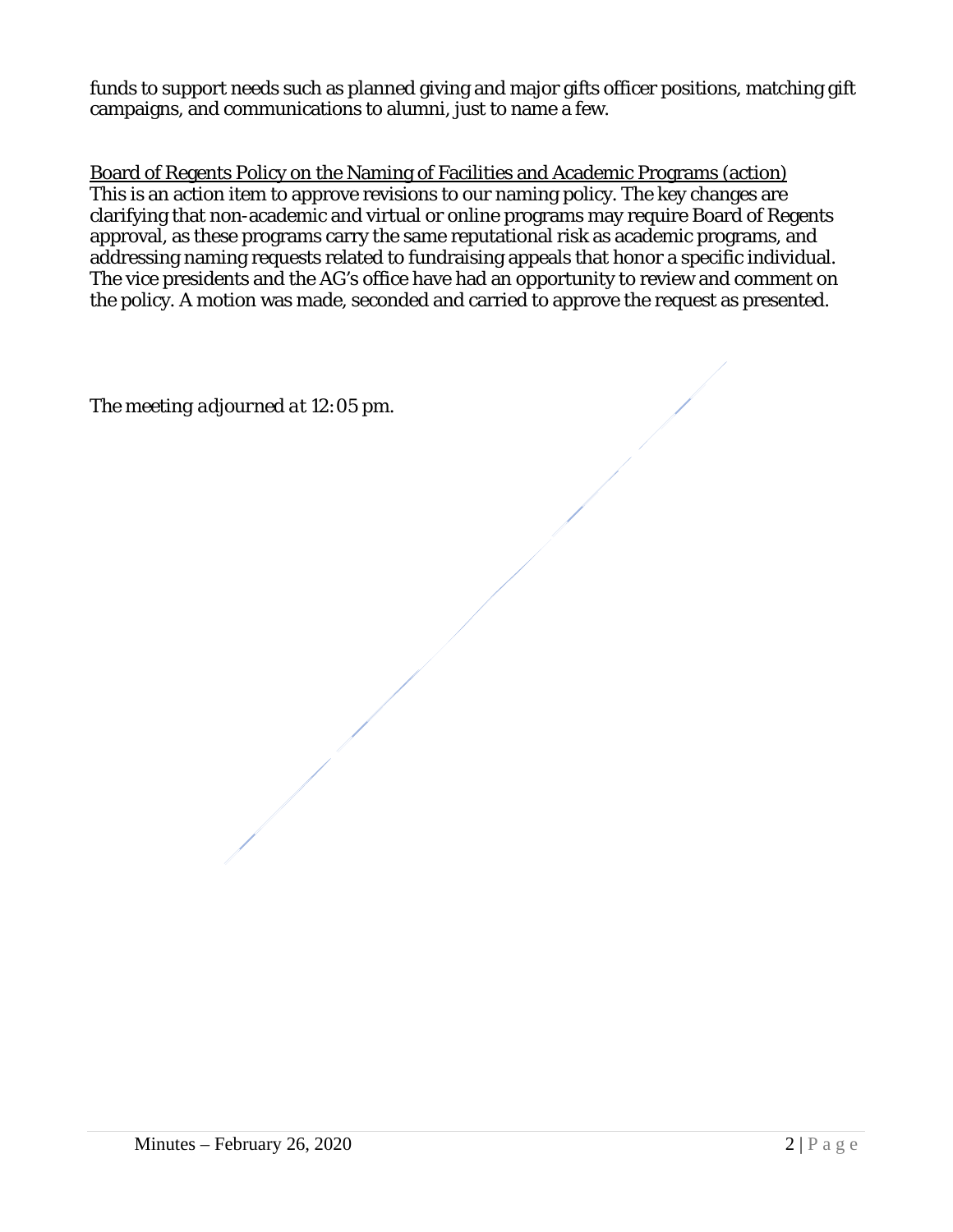funds to support needs such as planned giving and major gifts officer positions, matching gift campaigns, and communications to alumni, just to name a few.

Board of Regents Policy on the Naming of Facilities and Academic Programs (action)
This is an action item to approve revisions to our naming policy. The key changes are clarifying that non-academic and virtual or online programs may require Board of Regents approval, as these programs carry the same reputational risk as academic programs, and addressing naming requests related to fundraising appeals that honor a specific individual. The vice presidents and the AG's office have had an opportunity to review and comment on the policy. A motion was made, seconded and carried to approve the request as presented.

*The meeting adjourned at 12:05 pm.*